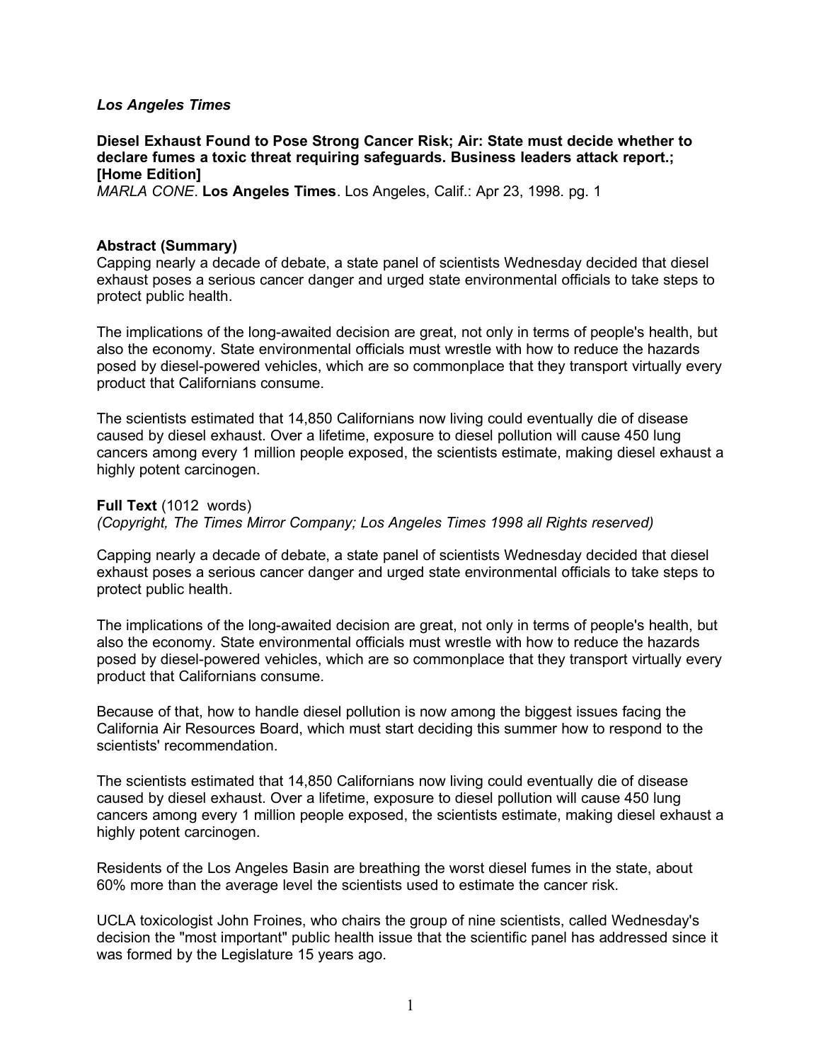*Los Angeles Times*

**Diesel Exhaust Found to Pose Strong Cancer Risk; Air: State must decide whether to declare fumes a toxic threat requiring safeguards. Business leaders attack report.; [Home Edition]**

*MARLA CONE*. **Los Angeles Times**. Los Angeles, Calif.: Apr 23, 1998. pg. 1

**Abstract (Summary)**

Capping nearly a decade of debate, a state panel of scientists Wednesday decided that diesel exhaust poses a serious cancer danger and urged state environmental officials to take steps to protect public health.

The implications of the long-awaited decision are great, not only in terms of people's health, but also the economy. State environmental officials must wrestle with how to reduce the hazards posed by diesel-powered vehicles, which are so commonplace that they transport virtually every product that Californians consume.

The scientists estimated that 14,850 Californians now living could eventually die of disease caused by diesel exhaust. Over a lifetime, exposure to diesel pollution will cause 450 lung cancers among every 1 million people exposed, the scientists estimate, making diesel exhaust a highly potent carcinogen.

**Full Text** (1012 words)

*(Copyright, The Times Mirror Company; Los Angeles Times 1998 all Rights reserved)*

Capping nearly a decade of debate, a state panel of scientists Wednesday decided that diesel exhaust poses a serious cancer danger and urged state environmental officials to take steps to protect public health.

The implications of the long-awaited decision are great, not only in terms of people's health, but also the economy. State environmental officials must wrestle with how to reduce the hazards posed by diesel-powered vehicles, which are so commonplace that they transport virtually every product that Californians consume.

Because of that, how to handle diesel pollution is now among the biggest issues facing the California Air Resources Board, which must start deciding this summer how to respond to the scientists' recommendation.

The scientists estimated that 14,850 Californians now living could eventually die of disease caused by diesel exhaust. Over a lifetime, exposure to diesel pollution will cause 450 lung cancers among every 1 million people exposed, the scientists estimate, making diesel exhaust a highly potent carcinogen.

Residents of the Los Angeles Basin are breathing the worst diesel fumes in the state, about 60% more than the average level the scientists used to estimate the cancer risk.

UCLA toxicologist John Froines, who chairs the group of nine scientists, called Wednesday's decision the "most important" public health issue that the scientific panel has addressed since it was formed by the Legislature 15 years ago.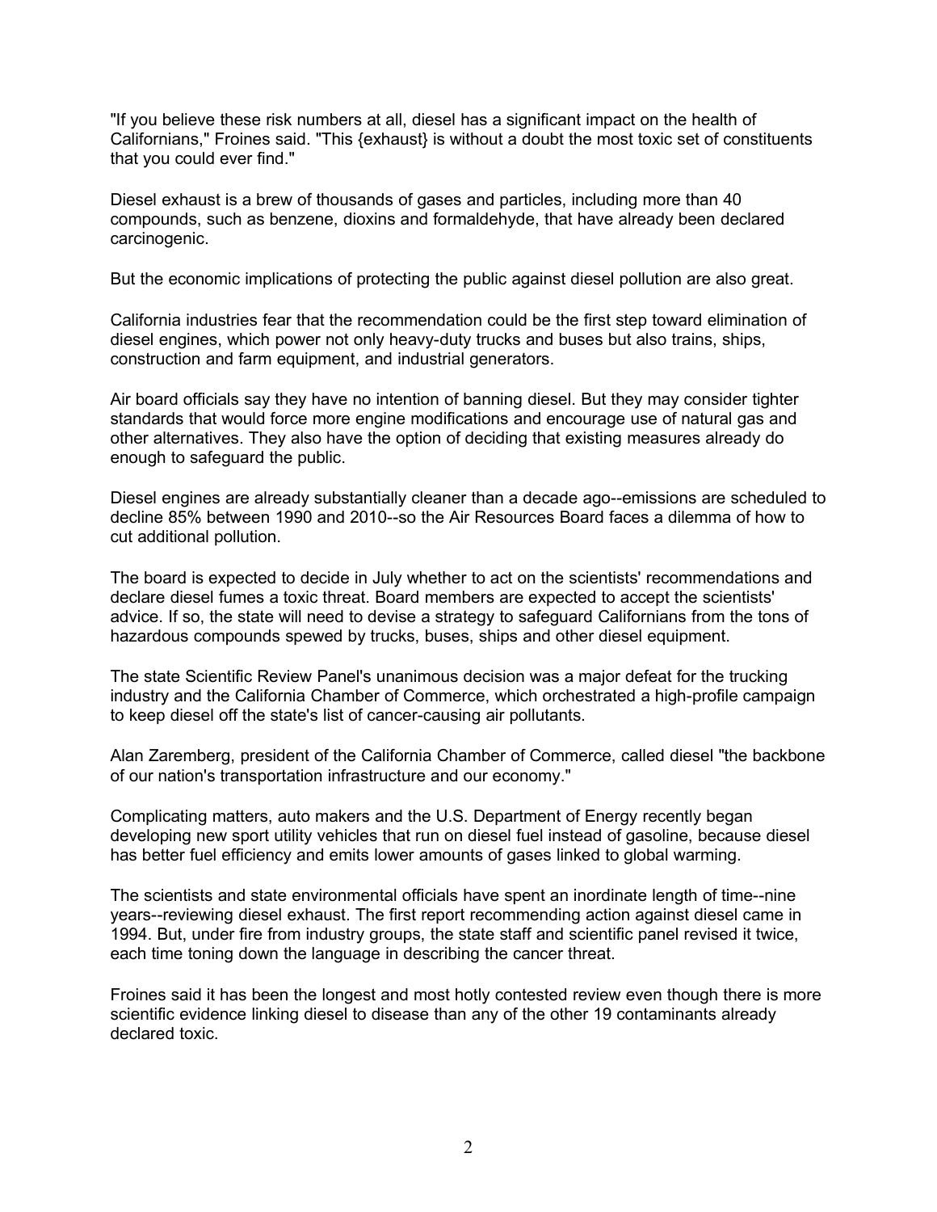"If you believe these risk numbers at all, diesel has a significant impact on the health of Californians," Froines said. "This {exhaust} is without a doubt the most toxic set of constituents that you could ever find."

Diesel exhaust is a brew of thousands of gases and particles, including more than 40 compounds, such as benzene, dioxins and formaldehyde, that have already been declared carcinogenic.

But the economic implications of protecting the public against diesel pollution are also great.

California industries fear that the recommendation could be the first step toward elimination of diesel engines, which power not only heavy-duty trucks and buses but also trains, ships, construction and farm equipment, and industrial generators.

Air board officials say they have no intention of banning diesel. But they may consider tighter standards that would force more engine modifications and encourage use of natural gas and other alternatives. They also have the option of deciding that existing measures already do enough to safeguard the public.

Diesel engines are already substantially cleaner than a decade ago--emissions are scheduled to decline 85% between 1990 and 2010--so the Air Resources Board faces a dilemma of how to cut additional pollution.

The board is expected to decide in July whether to act on the scientists' recommendations and declare diesel fumes a toxic threat. Board members are expected to accept the scientists' advice. If so, the state will need to devise a strategy to safeguard Californians from the tons of hazardous compounds spewed by trucks, buses, ships and other diesel equipment.

The state Scientific Review Panel's unanimous decision was a major defeat for the trucking industry and the California Chamber of Commerce, which orchestrated a high-profile campaign to keep diesel off the state's list of cancer-causing air pollutants.

Alan Zaremberg, president of the California Chamber of Commerce, called diesel "the backbone of our nation's transportation infrastructure and our economy."

Complicating matters, auto makers and the U.S. Department of Energy recently began developing new sport utility vehicles that run on diesel fuel instead of gasoline, because diesel has better fuel efficiency and emits lower amounts of gases linked to global warming.

The scientists and state environmental officials have spent an inordinate length of time--nine years--reviewing diesel exhaust. The first report recommending action against diesel came in 1994. But, under fire from industry groups, the state staff and scientific panel revised it twice, each time toning down the language in describing the cancer threat.

Froines said it has been the longest and most hotly contested review even though there is more scientific evidence linking diesel to disease than any of the other 19 contaminants already declared toxic.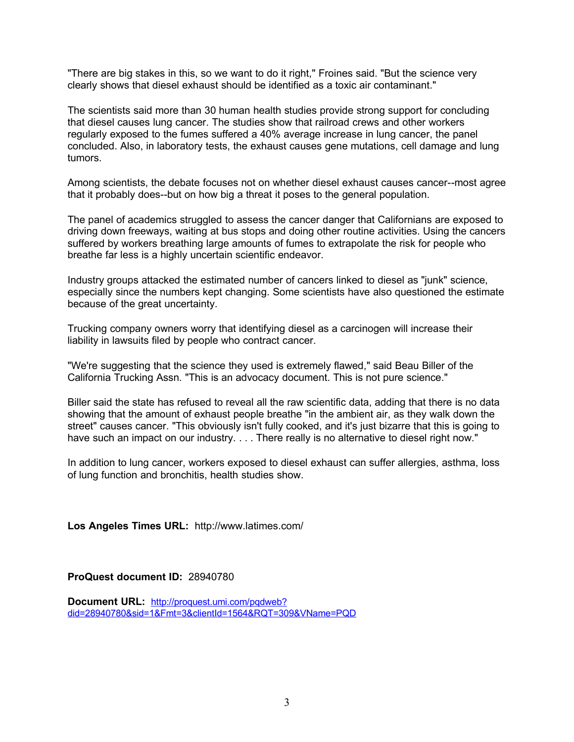"There are big stakes in this, so we want to do it right," Froines said. "But the science very clearly shows that diesel exhaust should be identified as a toxic air contaminant."

The scientists said more than 30 human health studies provide strong support for concluding that diesel causes lung cancer. The studies show that railroad crews and other workers regularly exposed to the fumes suffered a 40% average increase in lung cancer, the panel concluded. Also, in laboratory tests, the exhaust causes gene mutations, cell damage and lung tumors.

Among scientists, the debate focuses not on whether diesel exhaust causes cancer--most agree that it probably does--but on how big a threat it poses to the general population.

The panel of academics struggled to assess the cancer danger that Californians are exposed to driving down freeways, waiting at bus stops and doing other routine activities. Using the cancers suffered by workers breathing large amounts of fumes to extrapolate the risk for people who breathe far less is a highly uncertain scientific endeavor.

Industry groups attacked the estimated number of cancers linked to diesel as "junk" science, especially since the numbers kept changing. Some scientists have also questioned the estimate because of the great uncertainty.

Trucking company owners worry that identifying diesel as a carcinogen will increase their liability in lawsuits filed by people who contract cancer.

"We're suggesting that the science they used is extremely flawed," said Beau Biller of the California Trucking Assn. "This is an advocacy document. This is not pure science."

Biller said the state has refused to reveal all the raw scientific data, adding that there is no data showing that the amount of exhaust people breathe "in the ambient air, as they walk down the street" causes cancer. "This obviously isn't fully cooked, and it's just bizarre that this is going to have such an impact on our industry. . . . There really is no alternative to diesel right now."

In addition to lung cancer, workers exposed to diesel exhaust can suffer allergies, asthma, loss of lung function and bronchitis, health studies show.

**Los Angeles Times URL:** http://www.latimes.com/

**ProQuest document ID:** 28940780

**Document URL:** [http://proquest.umi.com/pqdweb?did=28940780&sid=1&Fmt=3&clientId=1564&RQT=309&VName=PQD](http://proquest.umi.com/pqdweb?did=28940780&sid=1&Fmt=3&clientId=1564&RQT=309&VName=PQD)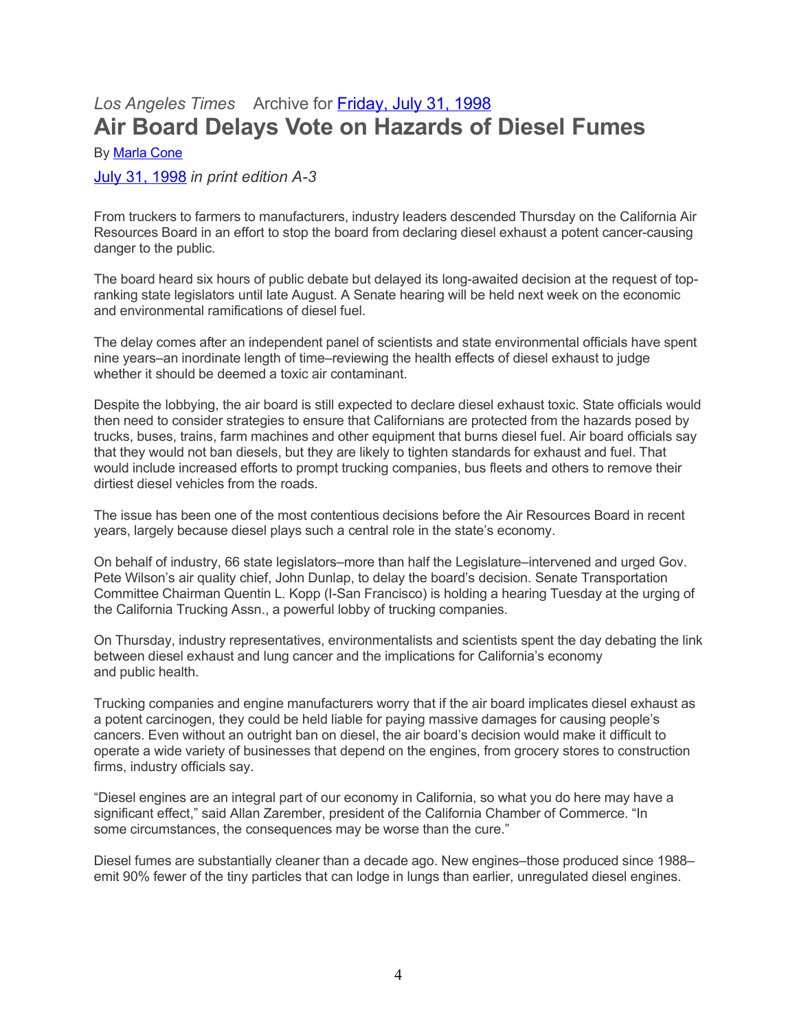*Los Angeles Times* Archive for [Friday, July 31, 1998]

# Air Board Delays Vote on Hazards of Diesel Fumes

By [Marla Cone]

[July 31, 1998] *in print edition A-3*

From truckers to farmers to manufacturers, industry leaders descended Thursday on the California Air Resources Board in an effort to stop the board from declaring diesel exhaust a potent cancer-causing danger to the public.

The board heard six hours of public debate but delayed its long-awaited decision at the request of top-ranking state legislators until late August. A Senate hearing will be held next week on the economic and environmental ramifications of diesel fuel.

The delay comes after an independent panel of scientists and state environmental officials have spent nine years–an inordinate length of time–reviewing the health effects of diesel exhaust to judge whether it should be deemed a toxic air contaminant.

Despite the lobbying, the air board is still expected to declare diesel exhaust toxic. State officials would then need to consider strategies to ensure that Californians are protected from the hazards posed by trucks, buses, trains, farm machines and other equipment that burns diesel fuel. Air board officials say that they would not ban diesels, but they are likely to tighten standards for exhaust and fuel. That would include increased efforts to prompt trucking companies, bus fleets and others to remove their dirtiest diesel vehicles from the roads.

The issue has been one of the most contentious decisions before the Air Resources Board in recent years, largely because diesel plays such a central role in the state's economy.

On behalf of industry, 66 state legislators–more than half the Legislature–intervened and urged Gov. Pete Wilson's air quality chief, John Dunlap, to delay the board's decision. Senate Transportation Committee Chairman Quentin L. Kopp (I-San Francisco) is holding a hearing Tuesday at the urging of the California Trucking Assn., a powerful lobby of trucking companies.

On Thursday, industry representatives, environmentalists and scientists spent the day debating the link between diesel exhaust and lung cancer and the implications for California's economy and public health.

Trucking companies and engine manufacturers worry that if the air board implicates diesel exhaust as a potent carcinogen, they could be held liable for paying massive damages for causing people's cancers. Even without an outright ban on diesel, the air board's decision would make it difficult to operate a wide variety of businesses that depend on the engines, from grocery stores to construction firms, industry officials say.

"Diesel engines are an integral part of our economy in California, so what you do here may have a significant effect," said Allan Zarember, president of the California Chamber of Commerce. "In some circumstances, the consequences may be worse than the cure."

Diesel fumes are substantially cleaner than a decade ago. New engines–those produced since 1988–emit 90% fewer of the tiny particles that can lodge in lungs than earlier, unregulated diesel engines.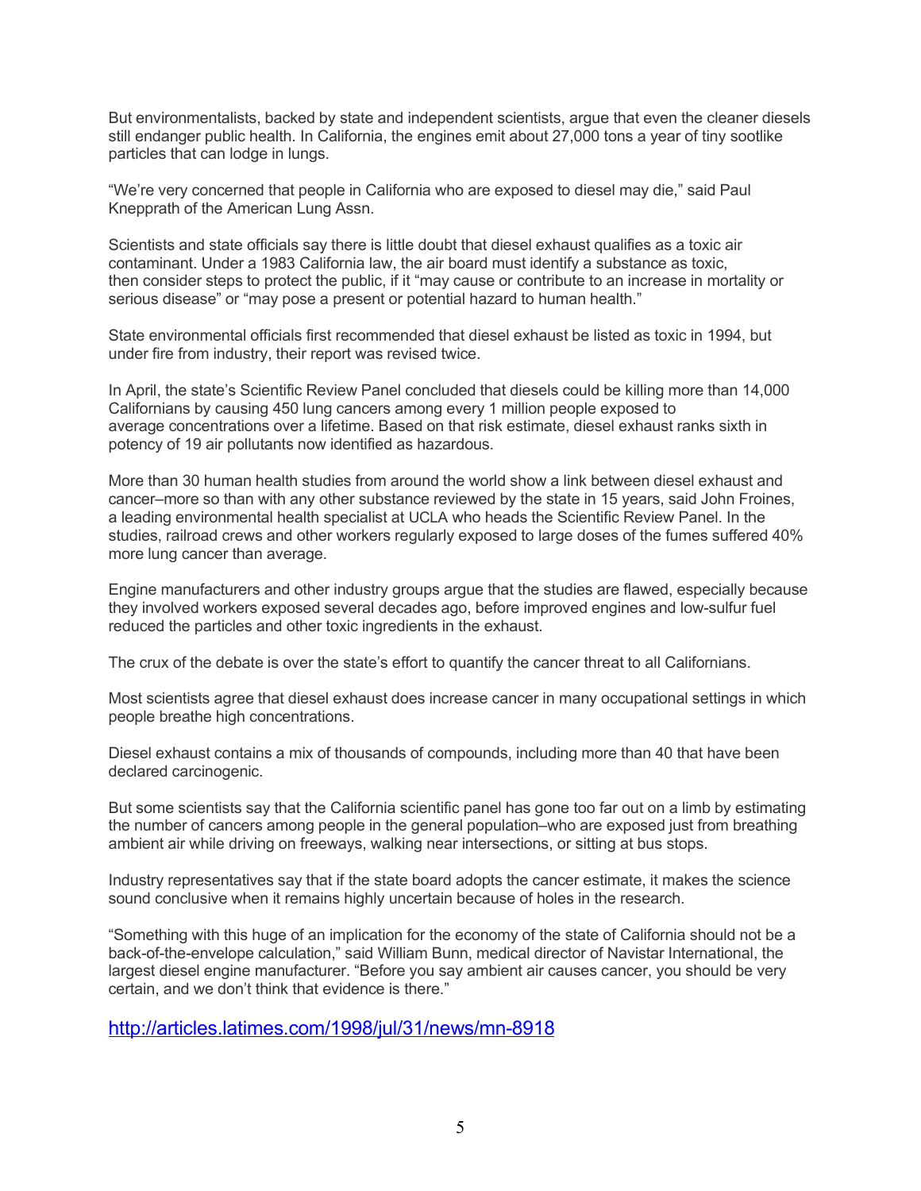But environmentalists, backed by state and independent scientists, argue that even the cleaner diesels still endanger public health. In California, the engines emit about 27,000 tons a year of tiny sootlike particles that can lodge in lungs.

“We’re very concerned that people in California who are exposed to diesel may die,” said Paul Knepprath of the American Lung Assn.

Scientists and state officials say there is little doubt that diesel exhaust qualifies as a toxic air contaminant. Under a 1983 California law, the air board must identify a substance as toxic, then consider steps to protect the public, if it “may cause or contribute to an increase in mortality or serious disease” or “may pose a present or potential hazard to human health.”

State environmental officials first recommended that diesel exhaust be listed as toxic in 1994, but under fire from industry, their report was revised twice.

In April, the state’s Scientific Review Panel concluded that diesels could be killing more than 14,000 Californians by causing 450 lung cancers among every 1 million people exposed to average concentrations over a lifetime. Based on that risk estimate, diesel exhaust ranks sixth in potency of 19 air pollutants now identified as hazardous.

More than 30 human health studies from around the world show a link between diesel exhaust and cancer–more so than with any other substance reviewed by the state in 15 years, said John Froines, a leading environmental health specialist at UCLA who heads the Scientific Review Panel. In the studies, railroad crews and other workers regularly exposed to large doses of the fumes suffered 40% more lung cancer than average.

Engine manufacturers and other industry groups argue that the studies are flawed, especially because they involved workers exposed several decades ago, before improved engines and low-sulfur fuel reduced the particles and other toxic ingredients in the exhaust.

The crux of the debate is over the state’s effort to quantify the cancer threat to all Californians.

Most scientists agree that diesel exhaust does increase cancer in many occupational settings in which people breathe high concentrations.

Diesel exhaust contains a mix of thousands of compounds, including more than 40 that have been declared carcinogenic.

But some scientists say that the California scientific panel has gone too far out on a limb by estimating the number of cancers among people in the general population–who are exposed just from breathing ambient air while driving on freeways, walking near intersections, or sitting at bus stops.

Industry representatives say that if the state board adopts the cancer estimate, it makes the science sound conclusive when it remains highly uncertain because of holes in the research.

“Something with this huge of an implication for the economy of the state of California should not be a back-of-the-envelope calculation,” said William Bunn, medical director of Navistar International, the largest diesel engine manufacturer. “Before you say ambient air causes cancer, you should be very certain, and we don’t think that evidence is there.”

[http://articles.latimes.com/1998/jul/31/news/mn-8918](http://articles.latimes.com/1998/jul/31/news/mn-8918)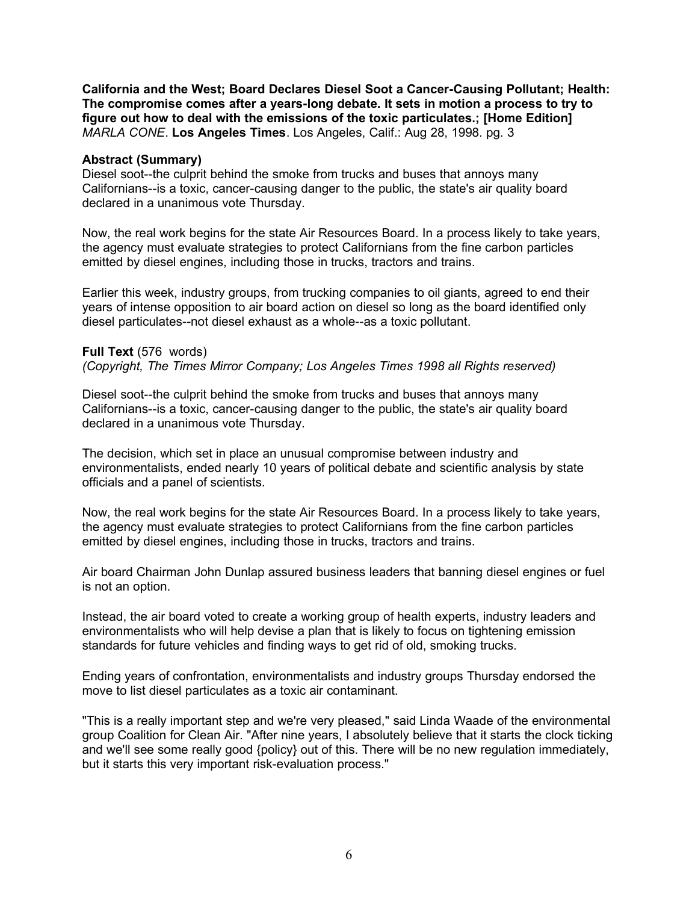**California and the West; Board Declares Diesel Soot a Cancer-Causing Pollutant; Health: The compromise comes after a years-long debate. It sets in motion a process to try to figure out how to deal with the emissions of the toxic particulates.; [Home Edition]**
*MARLA CONE*. **Los Angeles Times**. Los Angeles, Calif.: Aug 28, 1998. pg. 3

**Abstract (Summary)**

Diesel soot--the culprit behind the smoke from trucks and buses that annoys many Californians--is a toxic, cancer-causing danger to the public, the state's air quality board declared in a unanimous vote Thursday.

Now, the real work begins for the state Air Resources Board. In a process likely to take years, the agency must evaluate strategies to protect Californians from the fine carbon particles emitted by diesel engines, including those in trucks, tractors and trains.

Earlier this week, industry groups, from trucking companies to oil giants, agreed to end their years of intense opposition to air board action on diesel so long as the board identified only diesel particulates--not diesel exhaust as a whole--as a toxic pollutant.

**Full Text** (576 words)
*(Copyright, The Times Mirror Company; Los Angeles Times 1998 all Rights reserved)*

Diesel soot--the culprit behind the smoke from trucks and buses that annoys many Californians--is a toxic, cancer-causing danger to the public, the state's air quality board declared in a unanimous vote Thursday.

The decision, which set in place an unusual compromise between industry and environmentalists, ended nearly 10 years of political debate and scientific analysis by state officials and a panel of scientists.

Now, the real work begins for the state Air Resources Board. In a process likely to take years, the agency must evaluate strategies to protect Californians from the fine carbon particles emitted by diesel engines, including those in trucks, tractors and trains.

Air board Chairman John Dunlap assured business leaders that banning diesel engines or fuel is not an option.

Instead, the air board voted to create a working group of health experts, industry leaders and environmentalists who will help devise a plan that is likely to focus on tightening emission standards for future vehicles and finding ways to get rid of old, smoking trucks.

Ending years of confrontation, environmentalists and industry groups Thursday endorsed the move to list diesel particulates as a toxic air contaminant.

"This is a really important step and we're very pleased," said Linda Waade of the environmental group Coalition for Clean Air. "After nine years, I absolutely believe that it starts the clock ticking and we'll see some really good {policy} out of this. There will be no new regulation immediately, but it starts this very important risk-evaluation process."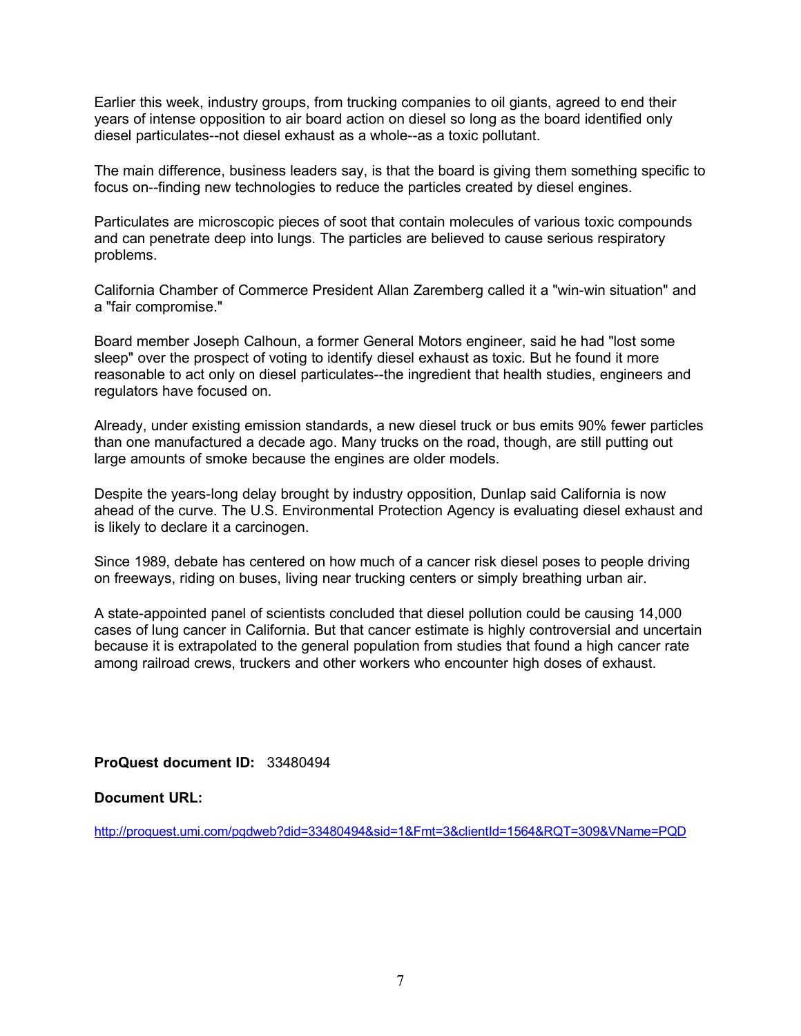Earlier this week, industry groups, from trucking companies to oil giants, agreed to end their years of intense opposition to air board action on diesel so long as the board identified only diesel particulates--not diesel exhaust as a whole--as a toxic pollutant.

The main difference, business leaders say, is that the board is giving them something specific to focus on--finding new technologies to reduce the particles created by diesel engines.

Particulates are microscopic pieces of soot that contain molecules of various toxic compounds and can penetrate deep into lungs. The particles are believed to cause serious respiratory problems.

California Chamber of Commerce President Allan Zaremberg called it a "win-win situation" and a "fair compromise."

Board member Joseph Calhoun, a former General Motors engineer, said he had "lost some sleep" over the prospect of voting to identify diesel exhaust as toxic. But he found it more reasonable to act only on diesel particulates--the ingredient that health studies, engineers and regulators have focused on.

Already, under existing emission standards, a new diesel truck or bus emits 90% fewer particles than one manufactured a decade ago. Many trucks on the road, though, are still putting out large amounts of smoke because the engines are older models.

Despite the years-long delay brought by industry opposition, Dunlap said California is now ahead of the curve. The U.S. Environmental Protection Agency is evaluating diesel exhaust and is likely to declare it a carcinogen.

Since 1989, debate has centered on how much of a cancer risk diesel poses to people driving on freeways, riding on buses, living near trucking centers or simply breathing urban air.

A state-appointed panel of scientists concluded that diesel pollution could be causing 14,000 cases of lung cancer in California. But that cancer estimate is highly controversial and uncertain because it is extrapolated to the general population from studies that found a high cancer rate among railroad crews, truckers and other workers who encounter high doses of exhaust.

**ProQuest document ID:** 33480494

**Document URL:**

http://proquest.umi.com/pqdweb?did=33480494&sid=1&Fmt=3&clientId=1564&RQT=309&VName=PQD